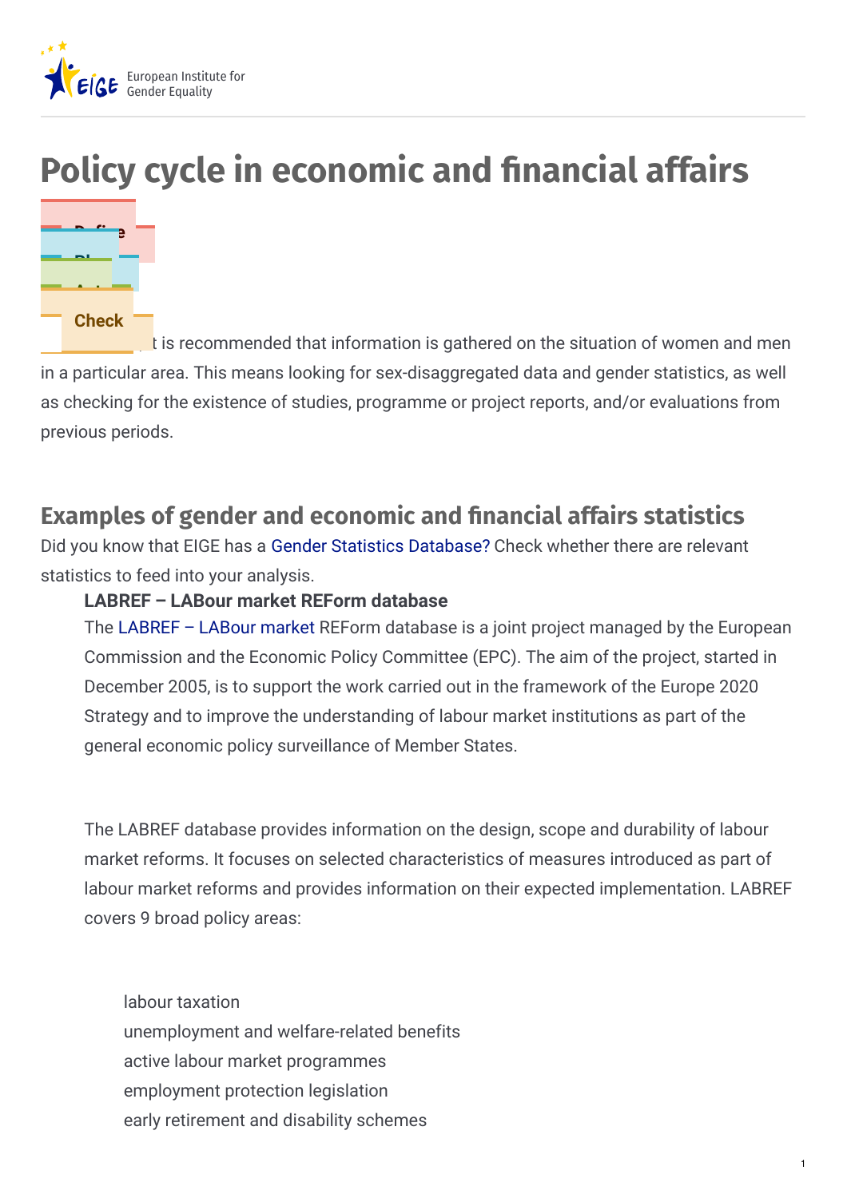# Policy cycle in economic and financial affairs

Define

Plan

Act

Check

It is recommended that information is gathered on the situation of women and men in a particular area. This means looking for sex-disaggregated data and gender statistics, as well as checking for the existence of studies, programme or project reports, and/or evaluations from previous periods.

## Examples of gender and economic and financial affairs statistics

Did you know that EIGE has a Gender Statistics Database? Check whether there are relevant statistics to feed into your analysis.

**LABREF – LABour market REForm database**

The LABREF – LABour market REForm database is a joint project managed by the European Commission and the Economic Policy Committee (EPC). The aim of the project, started in December 2005, is to support the work carried out in the framework of the Europe 2020 Strategy and to improve the understanding of labour market institutions as part of the general economic policy surveillance of Member States.

The LABREF database provides information on the design, scope and durability of labour market reforms. It focuses on selected characteristics of measures introduced as part of labour market reforms and provides information on their expected implementation. LABREF covers 9 broad policy areas:

- labour taxation
- unemployment and welfare-related benefits
- active labour market programmes
- employment protection legislation
- early retirement and disability schemes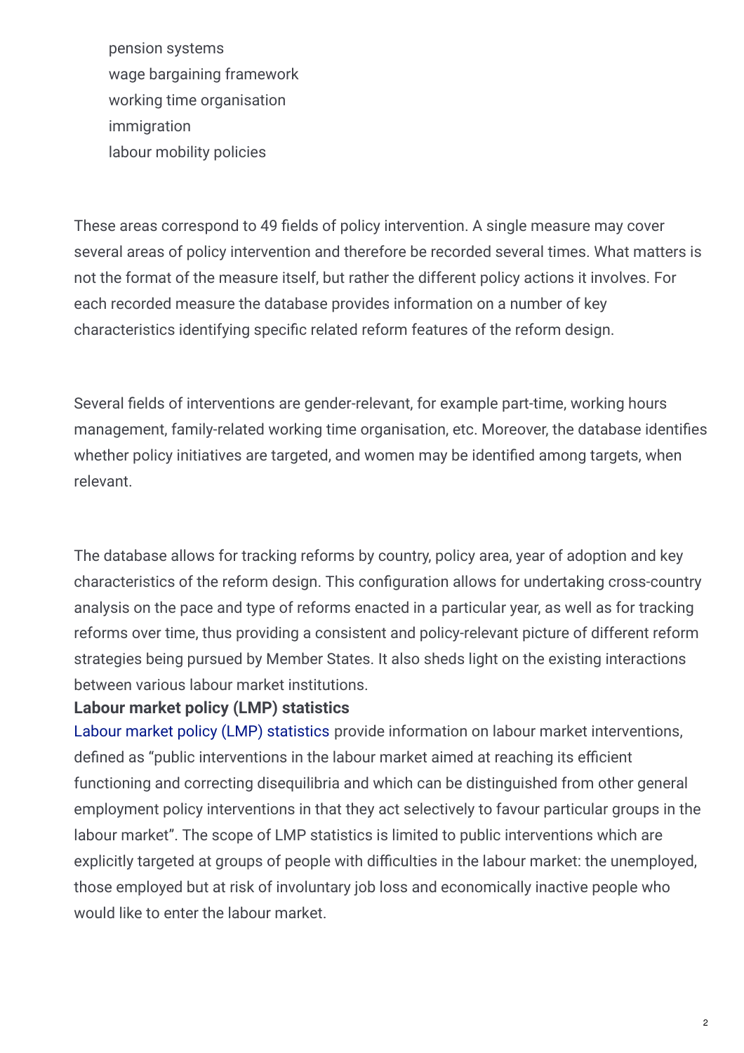- pension systems
- wage bargaining framework
- working time organisation
- immigration
- labour mobility policies

These areas correspond to 49 fields of policy intervention. A single measure may cover several areas of policy intervention and therefore be recorded several times. What matters is not the format of the measure itself, but rather the different policy actions it involves. For each recorded measure the database provides information on a number of key characteristics identifying specific related reform features of the reform design.

Several fields of interventions are gender-relevant, for example part-time, working hours management, family-related working time organisation, etc. Moreover, the database identifies whether policy initiatives are targeted, and women may be identified among targets, when relevant.

The database allows for tracking reforms by country, policy area, year of adoption and key characteristics of the reform design. This configuration allows for undertaking cross-country analysis on the pace and type of reforms enacted in a particular year, as well as for tracking reforms over time, thus providing a consistent and policy-relevant picture of different reform strategies being pursued by Member States. It also sheds light on the existing interactions between various labour market institutions.

**Labour market policy (LMP) statistics**

Labour market policy (LMP) statistics provide information on labour market interventions, defined as "public interventions in the labour market aimed at reaching its efficient functioning and correcting disequilibria and which can be distinguished from other general employment policy interventions in that they act selectively to favour particular groups in the labour market". The scope of LMP statistics is limited to public interventions which are explicitly targeted at groups of people with difficulties in the labour market: the unemployed, those employed but at risk of involuntary job loss and economically inactive people who would like to enter the labour market.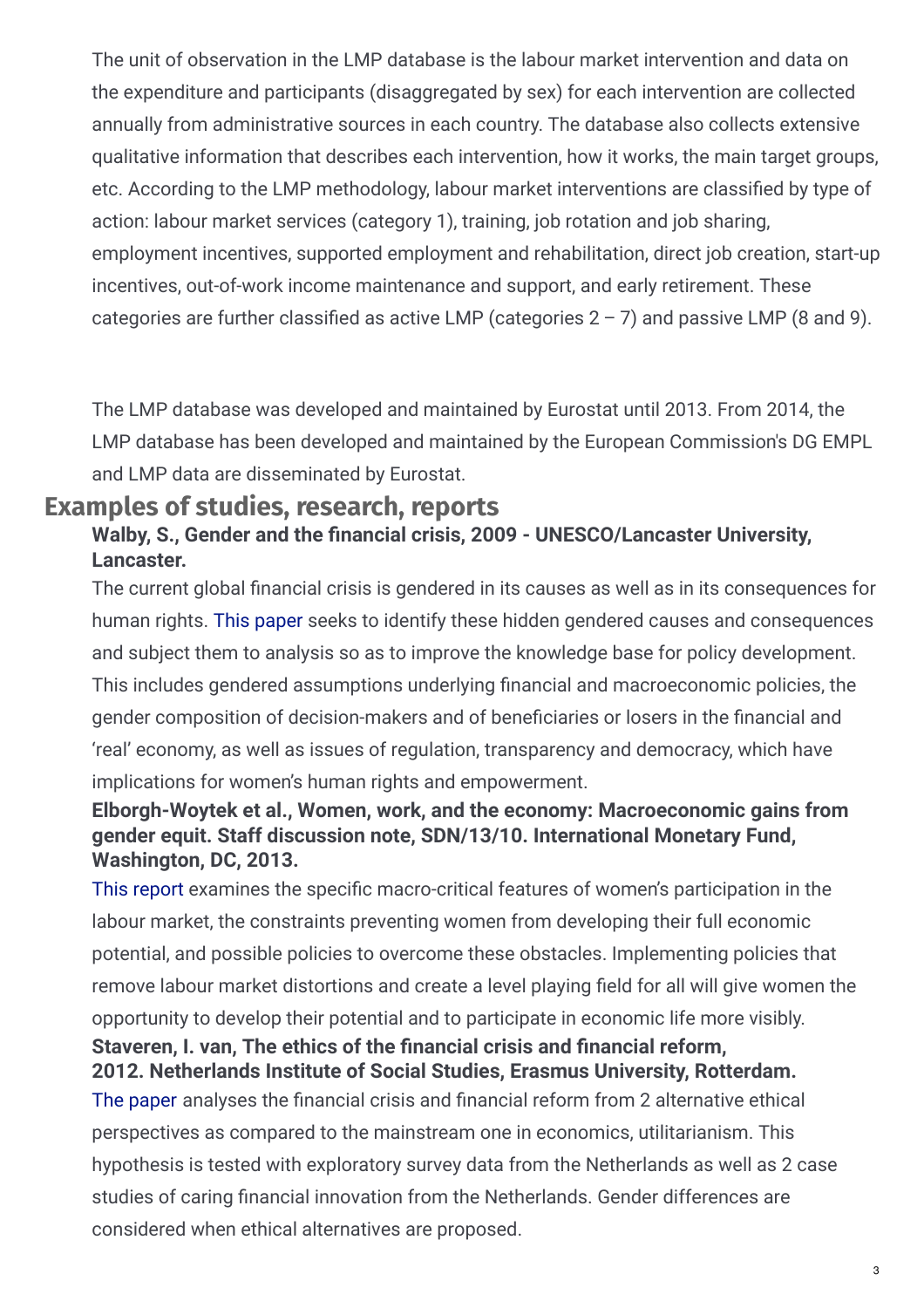The unit of observation in the LMP database is the labour market intervention and data on the expenditure and participants (disaggregated by sex) for each intervention are collected annually from administrative sources in each country. The database also collects extensive qualitative information that describes each intervention, how it works, the main target groups, etc. According to the LMP methodology, labour market interventions are classified by type of action: labour market services (category 1), training, job rotation and job sharing, employment incentives, supported employment and rehabilitation, direct job creation, start-up incentives, out-of-work income maintenance and support, and early retirement. These categories are further classified as active LMP (categories 2 – 7) and passive LMP (8 and 9).

The LMP database was developed and maintained by Eurostat until 2013. From 2014, the LMP database has been developed and maintained by the European Commission's DG EMPL and LMP data are disseminated by Eurostat.

## Examples of studies, research, reports

**Walby, S., Gender and the financial crisis, 2009 - UNESCO/Lancaster University, Lancaster.**

The current global financial crisis is gendered in its causes as well as in its consequences for human rights. This paper seeks to identify these hidden gendered causes and consequences and subject them to analysis so as to improve the knowledge base for policy development. This includes gendered assumptions underlying financial and macroeconomic policies, the gender composition of decision-makers and of beneficiaries or losers in the financial and 'real' economy, as well as issues of regulation, transparency and democracy, which have implications for women's human rights and empowerment.

**Elborgh-Woytek et al., Women, work, and the economy: Macroeconomic gains from gender equit. Staff discussion note, SDN/13/10. International Monetary Fund, Washington, DC, 2013.**

This report examines the specific macro-critical features of women's participation in the labour market, the constraints preventing women from developing their full economic potential, and possible policies to overcome these obstacles. Implementing policies that remove labour market distortions and create a level playing field for all will give women the opportunity to develop their potential and to participate in economic life more visibly.

**Staveren, I. van, The ethics of the financial crisis and financial reform, 2012. Netherlands Institute of Social Studies, Erasmus University, Rotterdam.**

The paper analyses the financial crisis and financial reform from 2 alternative ethical perspectives as compared to the mainstream one in economics, utilitarianism. This hypothesis is tested with exploratory survey data from the Netherlands as well as 2 case studies of caring financial innovation from the Netherlands. Gender differences are considered when ethical alternatives are proposed.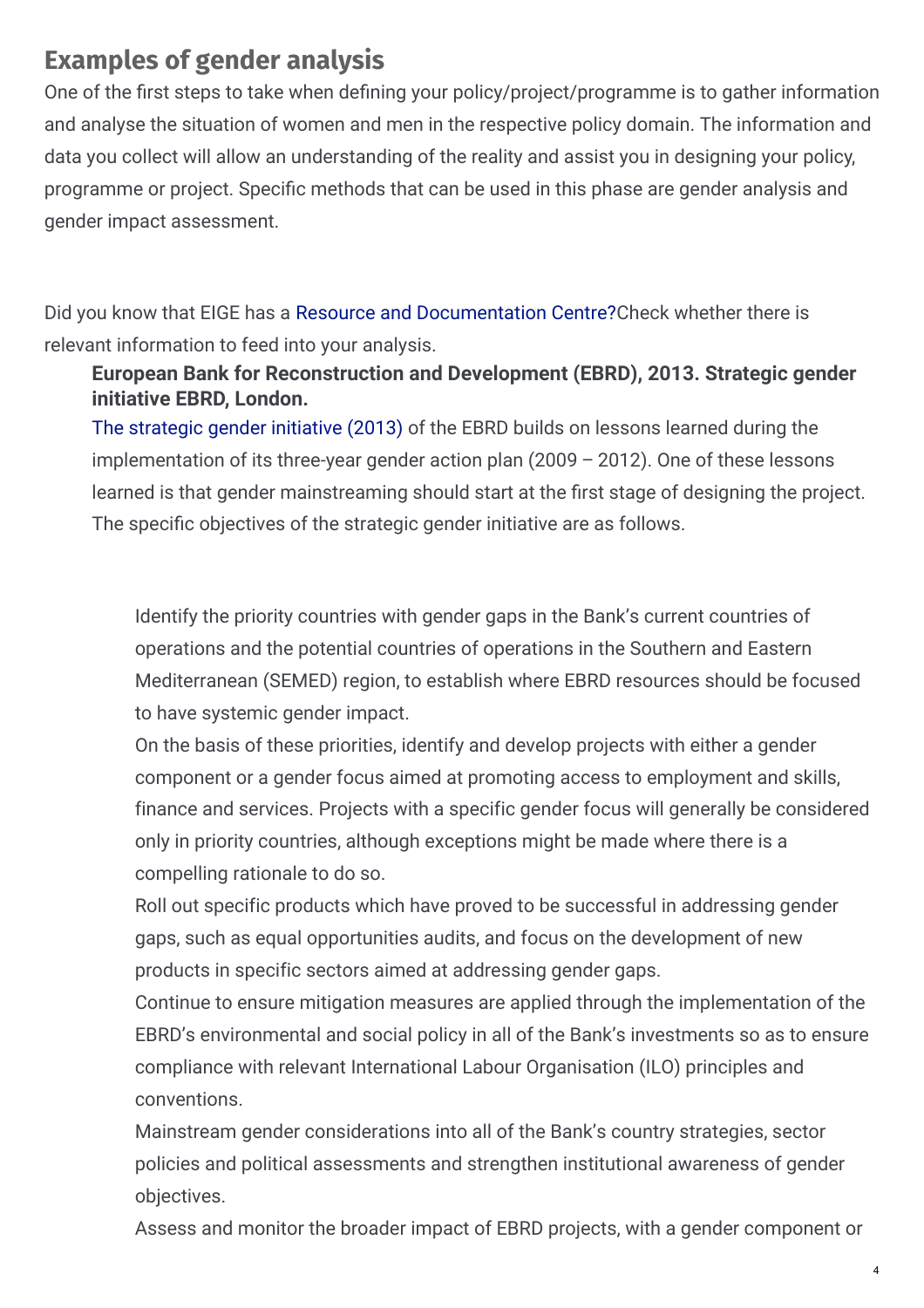## Examples of gender analysis

One of the first steps to take when defining your policy/project/programme is to gather information and analyse the situation of women and men in the respective policy domain. The information and data you collect will allow an understanding of the reality and assist you in designing your policy, programme or project. Specific methods that can be used in this phase are gender analysis and gender impact assessment.

Did you know that EIGE has a Resource and Documentation Centre?Check whether there is relevant information to feed into your analysis.

> **European Bank for Reconstruction and Development (EBRD), 2013. Strategic gender initiative EBRD, London.**
>
> The strategic gender initiative (2013) of the EBRD builds on lessons learned during the implementation of its three-year gender action plan (2009 – 2012). One of these lessons learned is that gender mainstreaming should start at the first stage of designing the project. The specific objectives of the strategic gender initiative are as follows.
>
> - Identify the priority countries with gender gaps in the Bank's current countries of operations and the potential countries of operations in the Southern and Eastern Mediterranean (SEMED) region, to establish where EBRD resources should be focused to have systemic gender impact.
> - On the basis of these priorities, identify and develop projects with either a gender component or a gender focus aimed at promoting access to employment and skills, finance and services. Projects with a specific gender focus will generally be considered only in priority countries, although exceptions might be made where there is a compelling rationale to do so.
> - Roll out specific products which have proved to be successful in addressing gender gaps, such as equal opportunities audits, and focus on the development of new products in specific sectors aimed at addressing gender gaps.
> - Continue to ensure mitigation measures are applied through the implementation of the EBRD's environmental and social policy in all of the Bank's investments so as to ensure compliance with relevant International Labour Organisation (ILO) principles and conventions.
> - Mainstream gender considerations into all of the Bank's country strategies, sector policies and political assessments and strengthen institutional awareness of gender objectives.
> - Assess and monitor the broader impact of EBRD projects, with a gender component or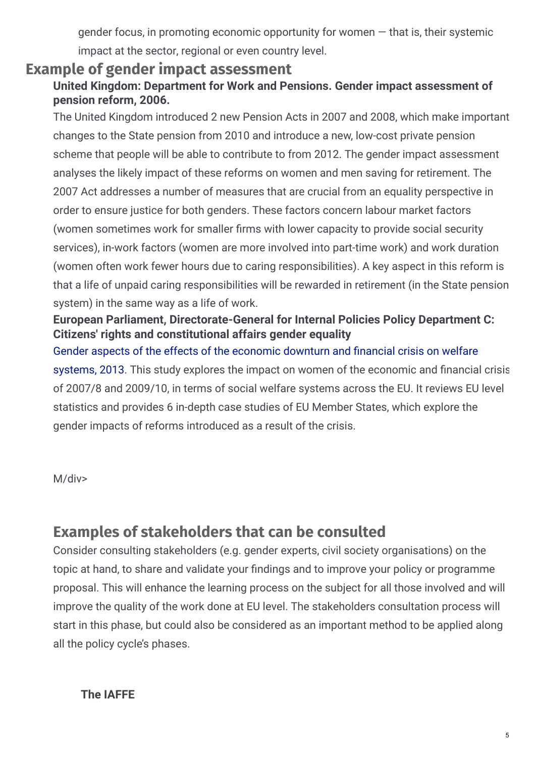gender focus, in promoting economic opportunity for women — that is, their systemic impact at the sector, regional or even country level.

## Example of gender impact assessment

**United Kingdom: Department for Work and Pensions. Gender impact assessment of pension reform, 2006.**

The United Kingdom introduced 2 new Pension Acts in 2007 and 2008, which make important changes to the State pension from 2010 and introduce a new, low-cost private pension scheme that people will be able to contribute to from 2012. The gender impact assessment analyses the likely impact of these reforms on women and men saving for retirement. The 2007 Act addresses a number of measures that are crucial from an equality perspective in order to ensure justice for both genders. These factors concern labour market factors (women sometimes work for smaller firms with lower capacity to provide social security services), in-work factors (women are more involved into part-time work) and work duration (women often work fewer hours due to caring responsibilities). A key aspect in this reform is that a life of unpaid caring responsibilities will be rewarded in retirement (in the State pension system) in the same way as a life of work.

**European Parliament, Directorate-General for Internal Policies Policy Department C: Citizens' rights and constitutional affairs gender equality**

Gender aspects of the effects of the economic downturn and financial crisis on welfare systems, 2013. This study explores the impact on women of the economic and financial crisis of 2007/8 and 2009/10, in terms of social welfare systems across the EU. It reviews EU level statistics and provides 6 in-depth case studies of EU Member States, which explore the gender impacts of reforms introduced as a result of the crisis.

M/div>

## Examples of stakeholders that can be consulted

Consider consulting stakeholders (e.g. gender experts, civil society organisations) on the topic at hand, to share and validate your findings and to improve your policy or programme proposal. This will enhance the learning process on the subject for all those involved and will improve the quality of the work done at EU level. The stakeholders consultation process will start in this phase, but could also be considered as an important method to be applied along all the policy cycle's phases.

**The IAFFE**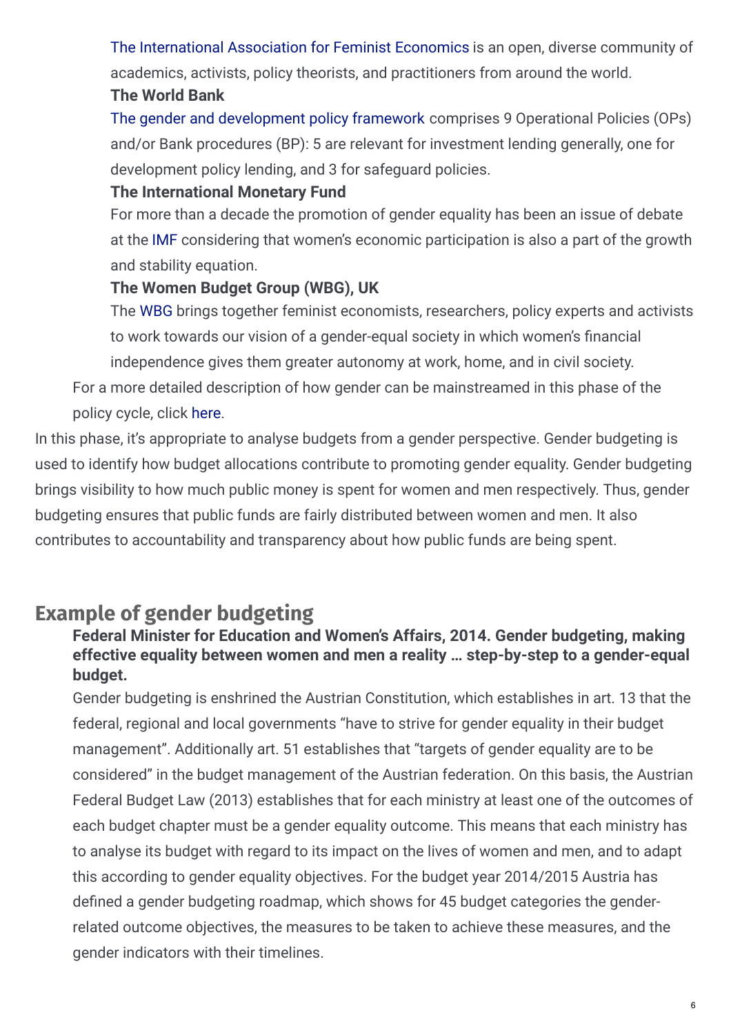The International Association for Feminist Economics is an open, diverse community of academics, activists, policy theorists, and practitioners from around the world.

**The World Bank**

The gender and development policy framework comprises 9 Operational Policies (OPs) and/or Bank procedures (BP): 5 are relevant for investment lending generally, one for development policy lending, and 3 for safeguard policies.

**The International Monetary Fund**

For more than a decade the promotion of gender equality has been an issue of debate at the IMF considering that women's economic participation is also a part of the growth and stability equation.

**The Women Budget Group (WBG), UK**

The WBG brings together feminist economists, researchers, policy experts and activists to work towards our vision of a gender-equal society in which women's financial independence gives them greater autonomy at work, home, and in civil society.

For a more detailed description of how gender can be mainstreamed in this phase of the policy cycle, click here.

In this phase, it's appropriate to analyse budgets from a gender perspective. Gender budgeting is used to identify how budget allocations contribute to promoting gender equality. Gender budgeting brings visibility to how much public money is spent for women and men respectively. Thus, gender budgeting ensures that public funds are fairly distributed between women and men. It also contributes to accountability and transparency about how public funds are being spent.

## Example of gender budgeting

**Federal Minister for Education and Women's Affairs, 2014. Gender budgeting, making effective equality between women and men a reality … step-by-step to a gender-equal budget.**

Gender budgeting is enshrined the Austrian Constitution, which establishes in art. 13 that the federal, regional and local governments "have to strive for gender equality in their budget management". Additionally art. 51 establishes that "targets of gender equality are to be considered" in the budget management of the Austrian federation. On this basis, the Austrian Federal Budget Law (2013) establishes that for each ministry at least one of the outcomes of each budget chapter must be a gender equality outcome. This means that each ministry has to analyse its budget with regard to its impact on the lives of women and men, and to adapt this according to gender equality objectives. For the budget year 2014/2015 Austria has defined a gender budgeting roadmap, which shows for 45 budget categories the gender-related outcome objectives, the measures to be taken to achieve these measures, and the gender indicators with their timelines.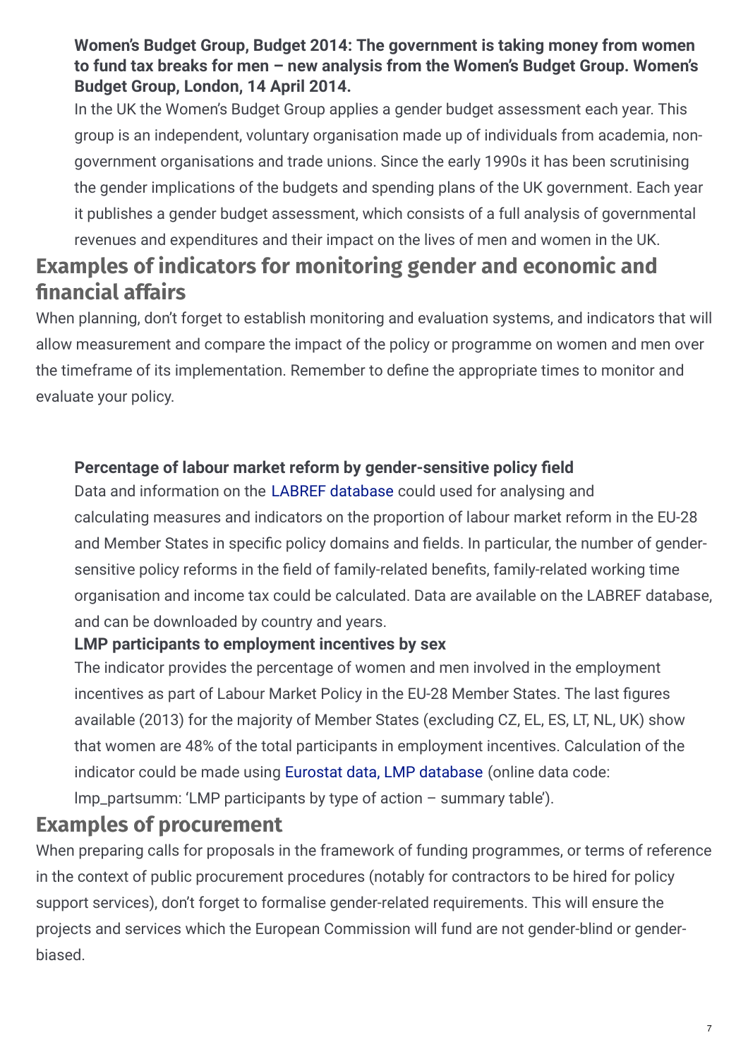**Women's Budget Group, Budget 2014: The government is taking money from women to fund tax breaks for men – new analysis from the Women's Budget Group. Women's Budget Group, London, 14 April 2014.**

In the UK the Women's Budget Group applies a gender budget assessment each year. This group is an independent, voluntary organisation made up of individuals from academia, non-government organisations and trade unions. Since the early 1990s it has been scrutinising the gender implications of the budgets and spending plans of the UK government. Each year it publishes a gender budget assessment, which consists of a full analysis of governmental revenues and expenditures and their impact on the lives of men and women in the UK.

## Examples of indicators for monitoring gender and economic and financial affairs

When planning, don't forget to establish monitoring and evaluation systems, and indicators that will allow measurement and compare the impact of the policy or programme on women and men over the timeframe of its implementation. Remember to define the appropriate times to monitor and evaluate your policy.

**Percentage of labour market reform by gender-sensitive policy field**

Data and information on the LABREF database could used for analysing and calculating measures and indicators on the proportion of labour market reform in the EU-28 and Member States in specific policy domains and fields. In particular, the number of gender-sensitive policy reforms in the field of family-related benefits, family-related working time organisation and income tax could be calculated. Data are available on the LABREF database, and can be downloaded by country and years.

**LMP participants to employment incentives by sex**

The indicator provides the percentage of women and men involved in the employment incentives as part of Labour Market Policy in the EU-28 Member States. The last figures available (2013) for the majority of Member States (excluding CZ, EL, ES, LT, NL, UK) show that women are 48% of the total participants in employment incentives. Calculation of the indicator could be made using Eurostat data, LMP database (online data code: lmp_partsumm: 'LMP participants by type of action – summary table').

## Examples of procurement

When preparing calls for proposals in the framework of funding programmes, or terms of reference in the context of public procurement procedures (notably for contractors to be hired for policy support services), don't forget to formalise gender-related requirements. This will ensure the projects and services which the European Commission will fund are not gender-blind or gender-biased.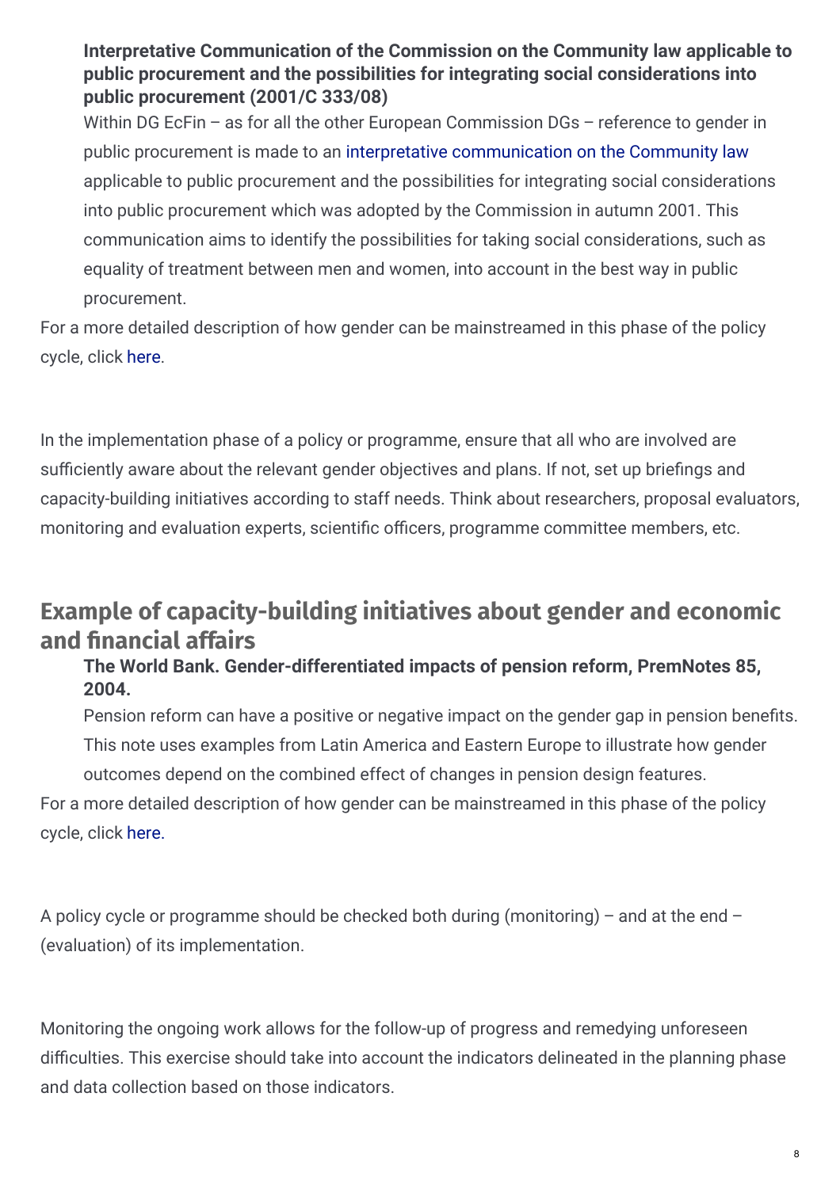**Interpretative Communication of the Commission on the Community law applicable to public procurement and the possibilities for integrating social considerations into public procurement (2001/C 333/08)**

Within DG EcFin – as for all the other European Commission DGs – reference to gender in public procurement is made to an interpretative communication on the Community law applicable to public procurement and the possibilities for integrating social considerations into public procurement which was adopted by the Commission in autumn 2001. This communication aims to identify the possibilities for taking social considerations, such as equality of treatment between men and women, into account in the best way in public procurement.

For a more detailed description of how gender can be mainstreamed in this phase of the policy cycle, click here.

In the implementation phase of a policy or programme, ensure that all who are involved are sufficiently aware about the relevant gender objectives and plans. If not, set up briefings and capacity-building initiatives according to staff needs. Think about researchers, proposal evaluators, monitoring and evaluation experts, scientific officers, programme committee members, etc.

## Example of capacity-building initiatives about gender and economic and financial affairs

**The World Bank. Gender-differentiated impacts of pension reform, PremNotes 85, 2004.**

Pension reform can have a positive or negative impact on the gender gap in pension benefits. This note uses examples from Latin America and Eastern Europe to illustrate how gender outcomes depend on the combined effect of changes in pension design features.

For a more detailed description of how gender can be mainstreamed in this phase of the policy cycle, click here.

A policy cycle or programme should be checked both during (monitoring) – and at the end – (evaluation) of its implementation.

Monitoring the ongoing work allows for the follow-up of progress and remedying unforeseen difficulties. This exercise should take into account the indicators delineated in the planning phase and data collection based on those indicators.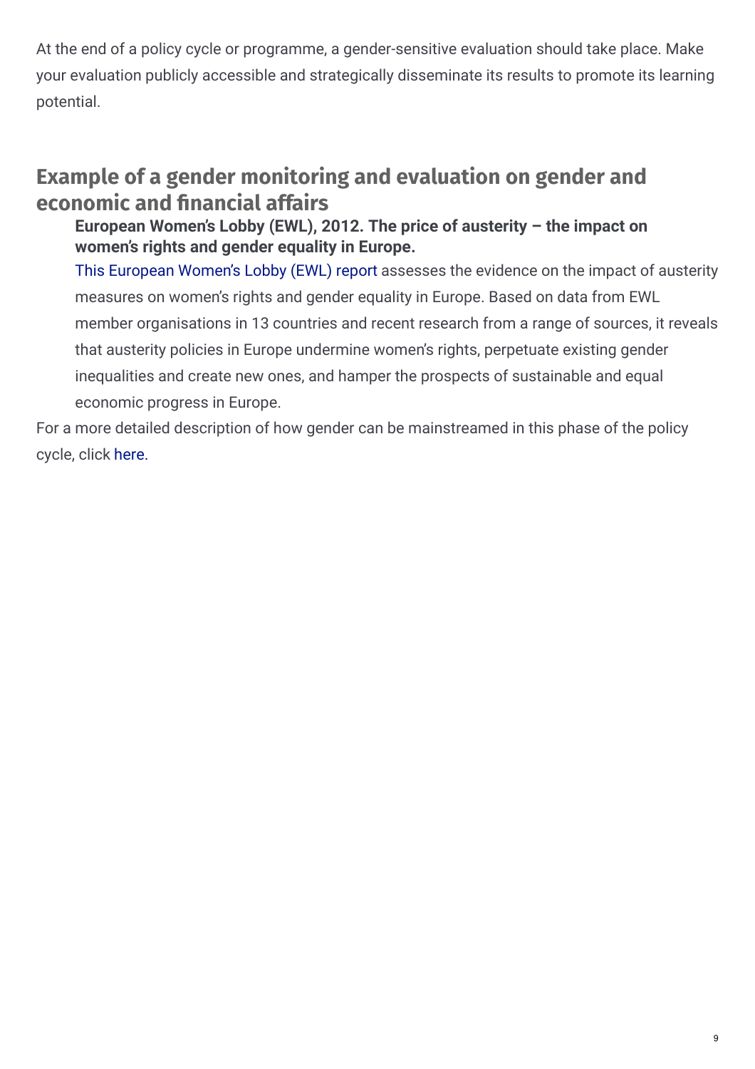At the end of a policy cycle or programme, a gender-sensitive evaluation should take place. Make your evaluation publicly accessible and strategically disseminate its results to promote its learning potential.

## Example of a gender monitoring and evaluation on gender and economic and financial affairs

**European Women's Lobby (EWL), 2012. The price of austerity – the impact on women's rights and gender equality in Europe.**

This European Women's Lobby (EWL) report assesses the evidence on the impact of austerity measures on women's rights and gender equality in Europe. Based on data from EWL member organisations in 13 countries and recent research from a range of sources, it reveals that austerity policies in Europe undermine women's rights, perpetuate existing gender inequalities and create new ones, and hamper the prospects of sustainable and equal economic progress in Europe.

For a more detailed description of how gender can be mainstreamed in this phase of the policy cycle, click here.